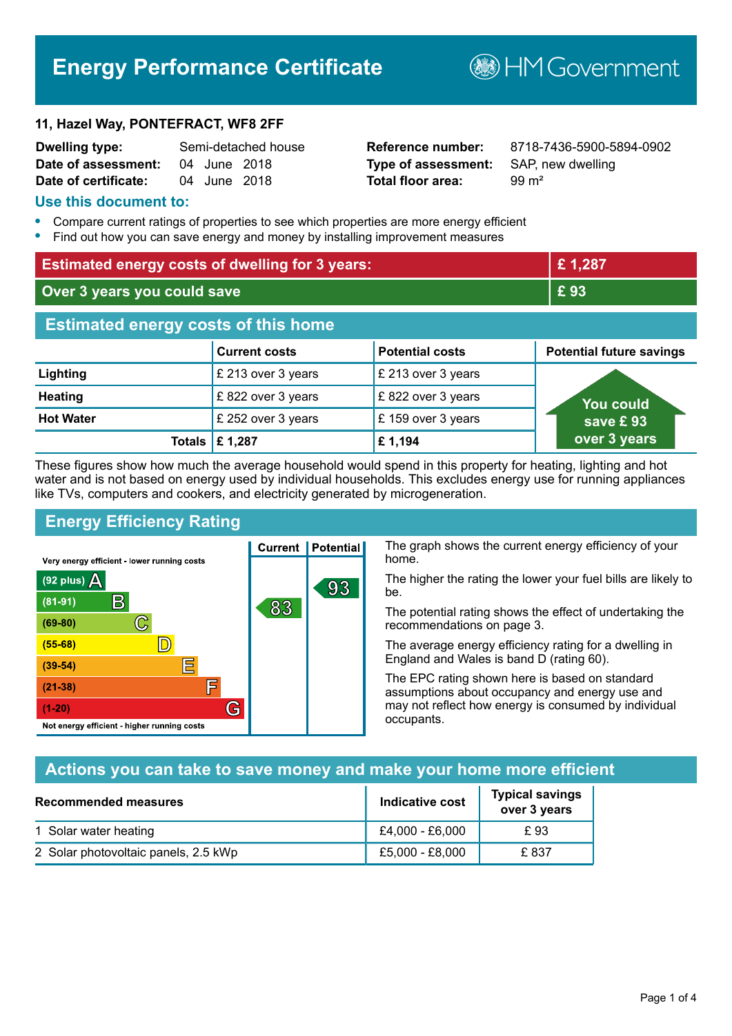# Energy Performance Certificate

HM Government

**11, Hazel Way, PONTEFRACT, WF8 2FF**

| | | | |
|---|---|---|---|
| **Dwelling type:** | Semi-detached house | **Reference number:** | 8718-7436-5900-5894-0902 |
| **Date of assessment:** | 04 June 2018 | **Type of assessment:** | SAP, new dwelling |
| **Date of certificate:** | 04 June 2018 | **Total floor area:** | 99 m² |

## Use this document to:

- Compare current ratings of properties to see which properties are more energy efficient
- Find out how you can save energy and money by installing improvement measures

| | |
|---|---|
| **Estimated energy costs of dwelling for 3 years:** | **£ 1,287** |
| **Over 3 years you could save** | **£ 93** |

## Estimated energy costs of this home

| | Current costs | Potential costs | Potential future savings |
|---|---|---|---|
| **Lighting** | £ 213 over 3 years | £ 213 over 3 years | You could save £ 93 over 3 years |
| **Heating** | £ 822 over 3 years | £ 822 over 3 years | |
| **Hot Water** | £ 252 over 3 years | £ 159 over 3 years | |
| **Totals** | **£ 1,287** | **£ 1,194** | |

These figures show how much the average household would spend in this property for heating, lighting and hot water and is not based on energy used by individual households. This excludes energy use for running appliances like TVs, computers and cookers, and electricity generated by microgeneration.

## Energy Efficiency Rating

| Rating band | Current | Potential |
|---|---|---|
| Very energy efficient - lower running costs | | |
| (92 plus) A | | 93 |
| (81-91) B | 83 | |
| (69-80) C | | |
| (55-68) D | | |
| (39-54) E | | |
| (21-38) F | | |
| (1-20) G | | |
| Not energy efficient - higher running costs | | |

The graph shows the current energy efficiency of your home.

The higher the rating the lower your fuel bills are likely to be.

The potential rating shows the effect of undertaking the recommendations on page 3.

The average energy efficiency rating for a dwelling in England and Wales is band D (rating 60).

The EPC rating shown here is based on standard assumptions about occupancy and energy use and may not reflect how energy is consumed by individual occupants.

## Actions you can take to save money and make your home more efficient

| Recommended measures | Indicative cost | Typical savings over 3 years |
|---|---|---|
| 1 Solar water heating | £4,000 - £6,000 | £ 93 |
| 2 Solar photovoltaic panels, 2.5 kWp | £5,000 - £8,000 | £ 837 |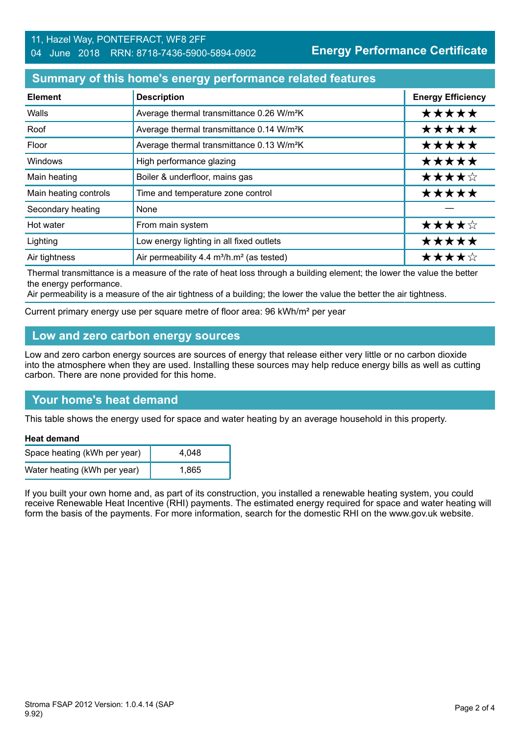11, Hazel Way, PONTEFRACT, WF8 2FF
04 June 2018 RRN: 8718-7436-5900-5894-0902

**Energy Performance Certificate**

## Summary of this home's energy performance related features

| Element | Description | Energy Efficiency |
|---|---|---|
| Walls | Average thermal transmittance 0.26 W/m²K | ★★★★★ |
| Roof | Average thermal transmittance 0.14 W/m²K | ★★★★★ |
| Floor | Average thermal transmittance 0.13 W/m²K | ★★★★★ |
| Windows | High performance glazing | ★★★★★ |
| Main heating | Boiler & underfloor, mains gas | ★★★★☆ |
| Main heating controls | Time and temperature zone control | ★★★★★ |
| Secondary heating | None | — |
| Hot water | From main system | ★★★★☆ |
| Lighting | Low energy lighting in all fixed outlets | ★★★★★ |
| Air tightness | Air permeability 4.4 m³/h.m² (as tested) | ★★★★☆ |

Thermal transmittance is a measure of the rate of heat loss through a building element; the lower the value the better the energy performance.
Air permeability is a measure of the air tightness of a building; the lower the value the better the air tightness.

Current primary energy use per square metre of floor area: 96 kWh/m² per year

## Low and zero carbon energy sources

Low and zero carbon energy sources are sources of energy that release either very little or no carbon dioxide into the atmosphere when they are used. Installing these sources may help reduce energy bills as well as cutting carbon. There are none provided for this home.

## Your home's heat demand

This table shows the energy used for space and water heating by an average household in this property.

**Heat demand**

| | |
|---|---|
| Space heating (kWh per year) | 4,048 |
| Water heating (kWh per year) | 1,865 |

If you built your own home and, as part of its construction, you installed a renewable heating system, you could receive Renewable Heat Incentive (RHI) payments. The estimated energy required for space and water heating will form the basis of the payments. For more information, search for the domestic RHI on the www.gov.uk website.

Stroma FSAP 2012 Version: 1.0.4.14 (SAP 9.92)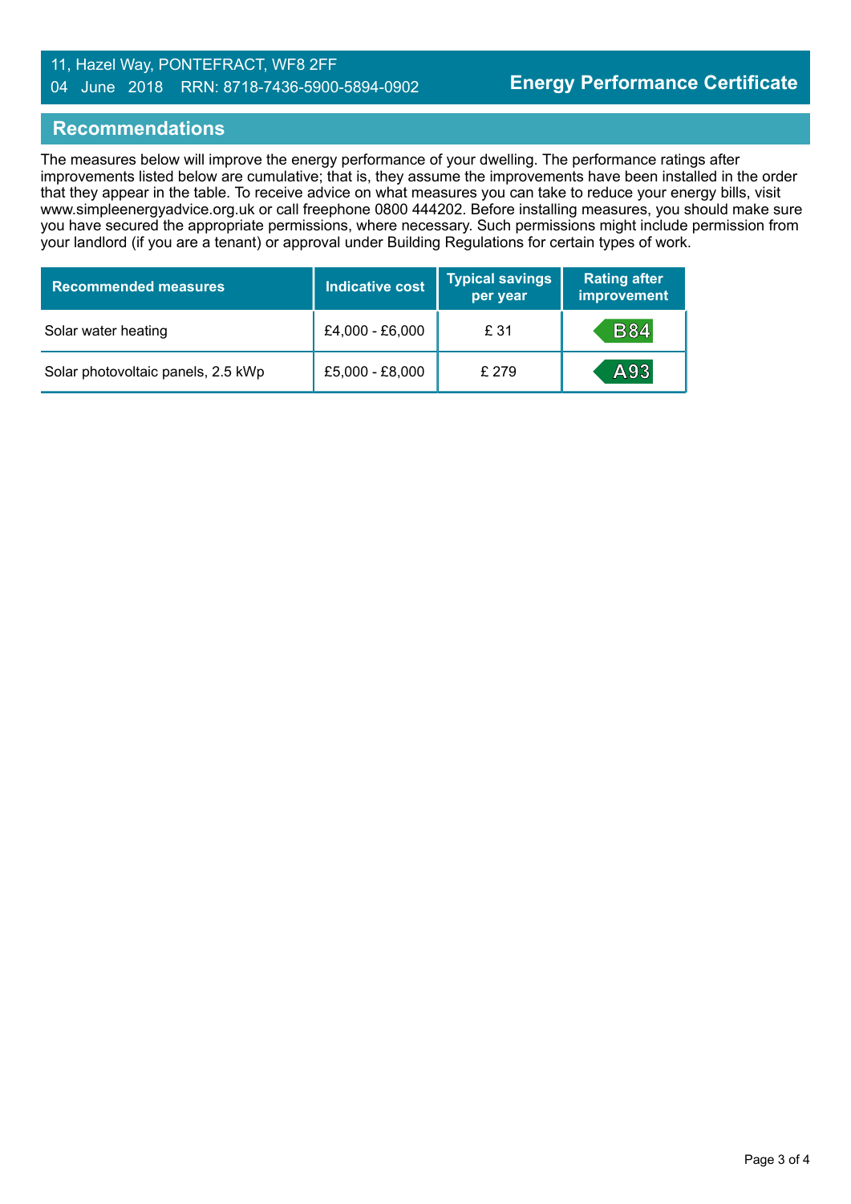## Recommendations

The measures below will improve the energy performance of your dwelling. The performance ratings after improvements listed below are cumulative; that is, they assume the improvements have been installed in the order that they appear in the table. To receive advice on what measures you can take to reduce your energy bills, visit www.simpleenergyadvice.org.uk or call freephone 0800 444202. Before installing measures, you should make sure you have secured the appropriate permissions, where necessary. Such permissions might include permission from your landlord (if you are a tenant) or approval under Building Regulations for certain types of work.

| Recommended measures | Indicative cost | Typical savings per year | Rating after improvement |
|---|---|---|---|
| Solar water heating | £4,000 - £6,000 | £ 31 | B84 |
| Solar photovoltaic panels, 2.5 kWp | £5,000 - £8,000 | £ 279 | A93 |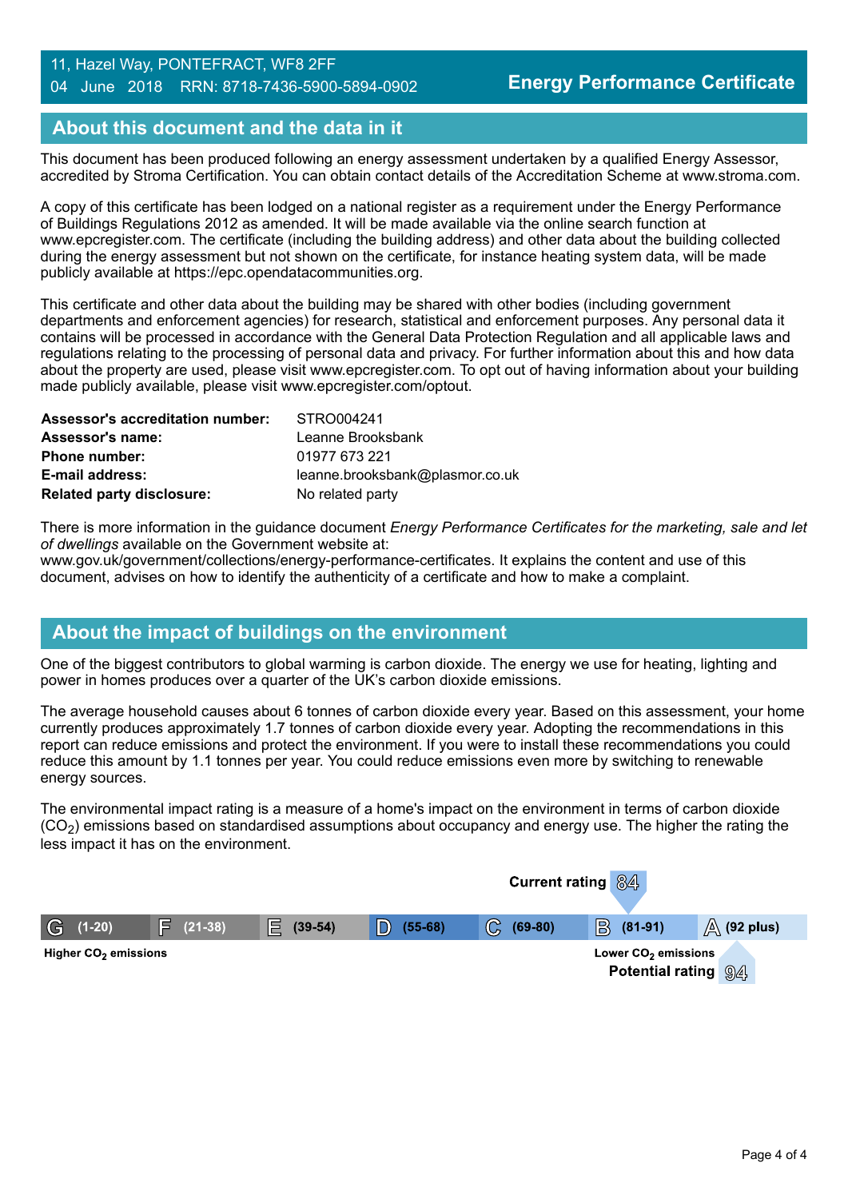11, Hazel Way, PONTEFRACT, WF8 2FF
04 June 2018 RRN: 8718-7436-5900-5894-0902

**Energy Performance Certificate**

## About this document and the data in it

This document has been produced following an energy assessment undertaken by a qualified Energy Assessor, accredited by Stroma Certification. You can obtain contact details of the Accreditation Scheme at www.stroma.com.

A copy of this certificate has been lodged on a national register as a requirement under the Energy Performance of Buildings Regulations 2012 as amended. It will be made available via the online search function at www.epcregister.com. The certificate (including the building address) and other data about the building collected during the energy assessment but not shown on the certificate, for instance heating system data, will be made publicly available at https://epc.opendatacommunities.org.

This certificate and other data about the building may be shared with other bodies (including government departments and enforcement agencies) for research, statistical and enforcement purposes. Any personal data it contains will be processed in accordance with the General Data Protection Regulation and all applicable laws and regulations relating to the processing of personal data and privacy. For further information about this and how data about the property are used, please visit www.epcregister.com. To opt out of having information about your building made publicly available, please visit www.epcregister.com/optout.

| | |
|---|---|
| **Assessor's accreditation number:** | STRO004241 |
| **Assessor's name:** | Leanne Brooksbank |
| **Phone number:** | 01977 673 221 |
| **E-mail address:** | leanne.brooksbank@plasmor.co.uk |
| **Related party disclosure:** | No related party |

There is more information in the guidance document *Energy Performance Certificates for the marketing, sale and let of dwellings* available on the Government website at: www.gov.uk/government/collections/energy-performance-certificates. It explains the content and use of this document, advises on how to identify the authenticity of a certificate and how to make a complaint.

## About the impact of buildings on the environment

One of the biggest contributors to global warming is carbon dioxide. The energy we use for heating, lighting and power in homes produces over a quarter of the UK's carbon dioxide emissions.

The average household causes about 6 tonnes of carbon dioxide every year. Based on this assessment, your home currently produces approximately 1.7 tonnes of carbon dioxide every year. Adopting the recommendations in this report can reduce emissions and protect the environment. If you were to install these recommendations you could reduce this amount by 1.1 tonnes per year. You could reduce emissions even more by switching to renewable energy sources.

The environmental impact rating is a measure of a home's impact on the environment in terms of carbon dioxide ($CO_2$) emissions based on standardised assumptions about occupancy and energy use. The higher the rating the less impact it has on the environment.

Current rating 84

G (1-20)
F (21-38)
E (39-54)
D (55-68)
C (69-80)
B (81-91)
A (92 plus)

Higher $CO_2$ emissions
Lower $CO_2$ emissions

Potential rating 94